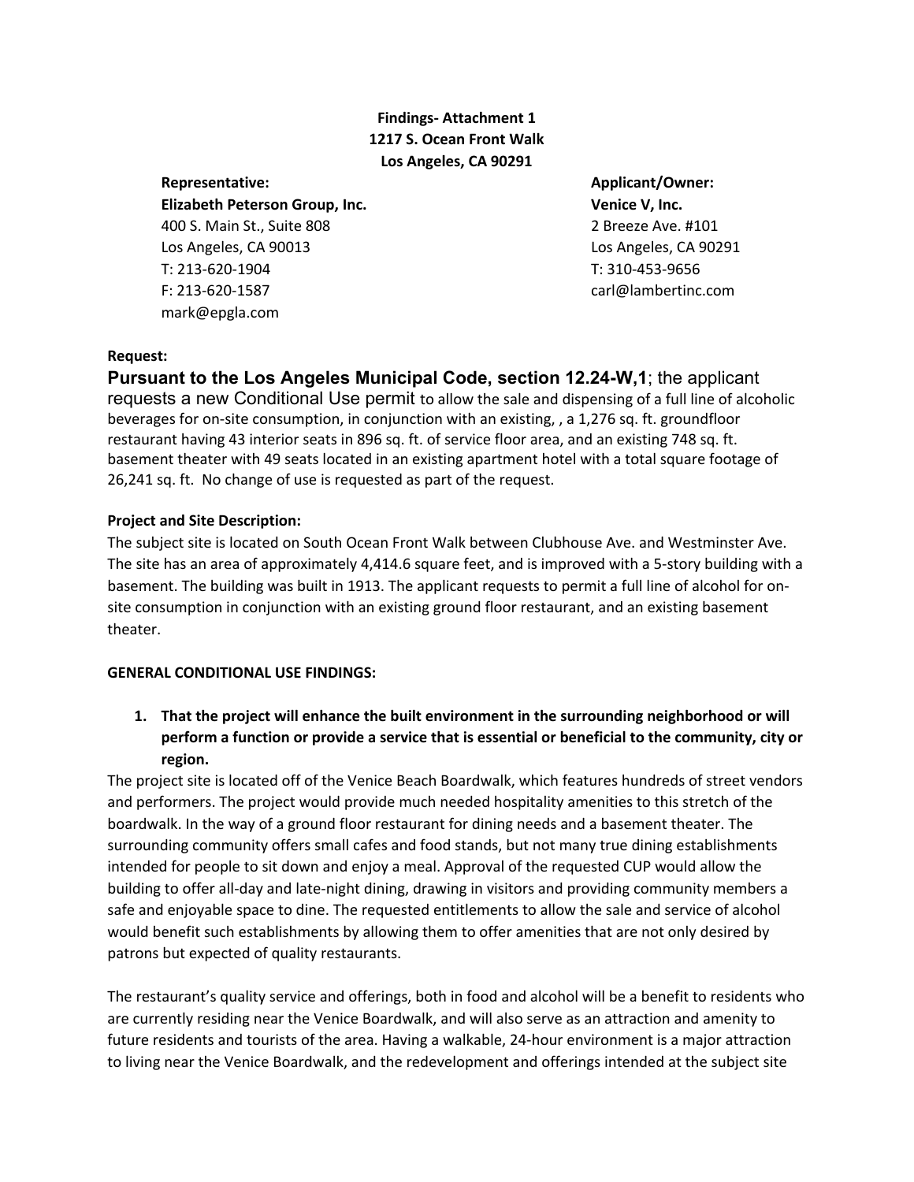**Findings- Attachment 1**
**1217 S. Ocean Front Walk**
**Los Angeles, CA 90291**

**Representative:**
**Elizabeth Peterson Group, Inc.**
400 S. Main St., Suite 808
Los Angeles, CA 90013
T: 213-620-1904
F: 213-620-1587
mark@epgla.com

**Applicant/Owner:**
**Venice V, Inc.**
2 Breeze Ave. #101
Los Angeles, CA 90291
T: 310-453-9656
carl@lambertinc.com

**Request:**

**Pursuant to the Los Angeles Municipal Code, section 12.24-W,1**; the applicant requests a new Conditional Use permit to allow the sale and dispensing of a full line of alcoholic beverages for on-site consumption, in conjunction with an existing, , a 1,276 sq. ft. groundfloor restaurant having 43 interior seats in 896 sq. ft. of service floor area, and an existing 748 sq. ft. basement theater with 49 seats located in an existing apartment hotel with a total square footage of 26,241 sq. ft. No change of use is requested as part of the request.

**Project and Site Description:**

The subject site is located on South Ocean Front Walk between Clubhouse Ave. and Westminster Ave. The site has an area of approximately 4,414.6 square feet, and is improved with a 5-story building with a basement. The building was built in 1913. The applicant requests to permit a full line of alcohol for on-site consumption in conjunction with an existing ground floor restaurant, and an existing basement theater.

**GENERAL CONDITIONAL USE FINDINGS:**

1. **That the project will enhance the built environment in the surrounding neighborhood or will perform a function or provide a service that is essential or beneficial to the community, city or region.**

The project site is located off of the Venice Beach Boardwalk, which features hundreds of street vendors and performers. The project would provide much needed hospitality amenities to this stretch of the boardwalk. In the way of a ground floor restaurant for dining needs and a basement theater. The surrounding community offers small cafes and food stands, but not many true dining establishments intended for people to sit down and enjoy a meal. Approval of the requested CUP would allow the building to offer all-day and late-night dining, drawing in visitors and providing community members a safe and enjoyable space to dine. The requested entitlements to allow the sale and service of alcohol would benefit such establishments by allowing them to offer amenities that are not only desired by patrons but expected of quality restaurants.

The restaurant's quality service and offerings, both in food and alcohol will be a benefit to residents who are currently residing near the Venice Boardwalk, and will also serve as an attraction and amenity to future residents and tourists of the area. Having a walkable, 24-hour environment is a major attraction to living near the Venice Boardwalk, and the redevelopment and offerings intended at the subject site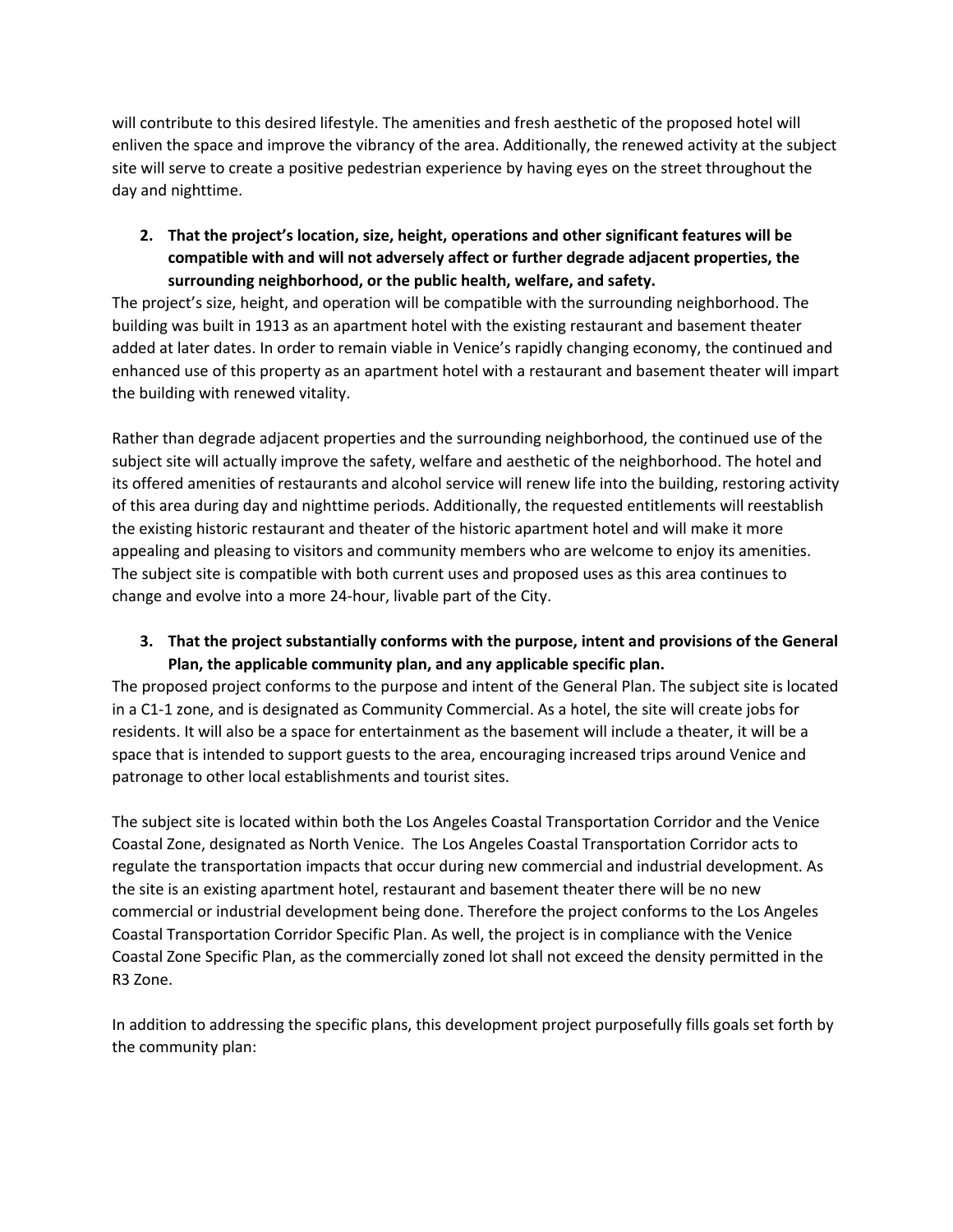will contribute to this desired lifestyle. The amenities and fresh aesthetic of the proposed hotel will enliven the space and improve the vibrancy of the area. Additionally, the renewed activity at the subject site will serve to create a positive pedestrian experience by having eyes on the street throughout the day and nighttime.

2. **That the project's location, size, height, operations and other significant features will be compatible with and will not adversely affect or further degrade adjacent properties, the surrounding neighborhood, or the public health, welfare, and safety.**

The project's size, height, and operation will be compatible with the surrounding neighborhood. The building was built in 1913 as an apartment hotel with the existing restaurant and basement theater added at later dates. In order to remain viable in Venice's rapidly changing economy, the continued and enhanced use of this property as an apartment hotel with a restaurant and basement theater will impart the building with renewed vitality.

Rather than degrade adjacent properties and the surrounding neighborhood, the continued use of the subject site will actually improve the safety, welfare and aesthetic of the neighborhood. The hotel and its offered amenities of restaurants and alcohol service will renew life into the building, restoring activity of this area during day and nighttime periods. Additionally, the requested entitlements will reestablish the existing historic restaurant and theater of the historic apartment hotel and will make it more appealing and pleasing to visitors and community members who are welcome to enjoy its amenities. The subject site is compatible with both current uses and proposed uses as this area continues to change and evolve into a more 24-hour, livable part of the City.

3. **That the project substantially conforms with the purpose, intent and provisions of the General Plan, the applicable community plan, and any applicable specific plan.**

The proposed project conforms to the purpose and intent of the General Plan. The subject site is located in a C1-1 zone, and is designated as Community Commercial. As a hotel, the site will create jobs for residents. It will also be a space for entertainment as the basement will include a theater, it will be a space that is intended to support guests to the area, encouraging increased trips around Venice and patronage to other local establishments and tourist sites.

The subject site is located within both the Los Angeles Coastal Transportation Corridor and the Venice Coastal Zone, designated as North Venice. The Los Angeles Coastal Transportation Corridor acts to regulate the transportation impacts that occur during new commercial and industrial development. As the site is an existing apartment hotel, restaurant and basement theater there will be no new commercial or industrial development being done. Therefore the project conforms to the Los Angeles Coastal Transportation Corridor Specific Plan. As well, the project is in compliance with the Venice Coastal Zone Specific Plan, as the commercially zoned lot shall not exceed the density permitted in the R3 Zone.

In addition to addressing the specific plans, this development project purposefully fills goals set forth by the community plan: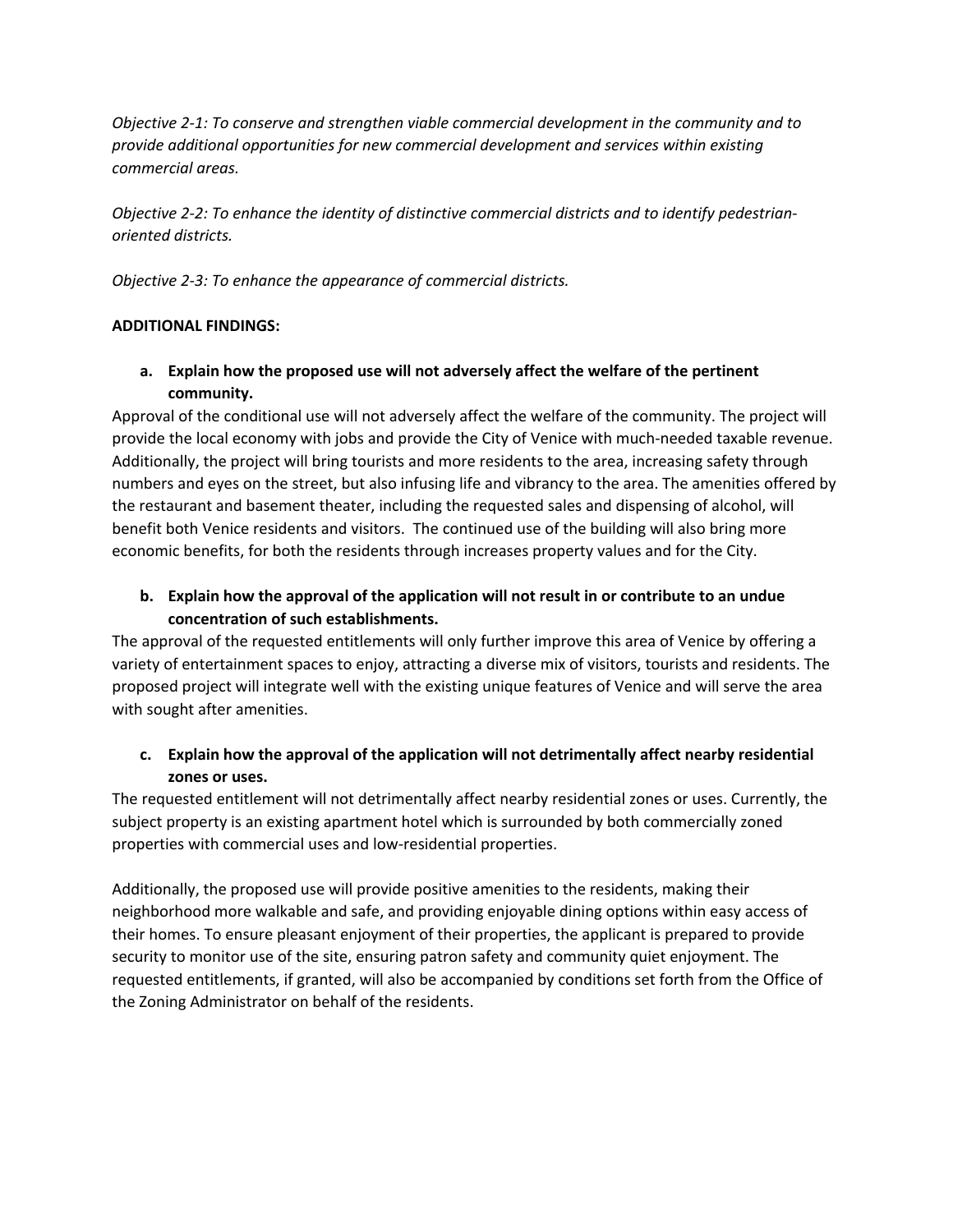*Objective 2-1: To conserve and strengthen viable commercial development in the community and to provide additional opportunities for new commercial development and services within existing commercial areas.*

*Objective 2-2: To enhance the identity of distinctive commercial districts and to identify pedestrian-oriented districts.*

*Objective 2-3: To enhance the appearance of commercial districts.*

**ADDITIONAL FINDINGS:**

**a. Explain how the proposed use will not adversely affect the welfare of the pertinent community.**

Approval of the conditional use will not adversely affect the welfare of the community. The project will provide the local economy with jobs and provide the City of Venice with much-needed taxable revenue. Additionally, the project will bring tourists and more residents to the area, increasing safety through numbers and eyes on the street, but also infusing life and vibrancy to the area. The amenities offered by the restaurant and basement theater, including the requested sales and dispensing of alcohol, will benefit both Venice residents and visitors. The continued use of the building will also bring more economic benefits, for both the residents through increases property values and for the City.

**b. Explain how the approval of the application will not result in or contribute to an undue concentration of such establishments.**

The approval of the requested entitlements will only further improve this area of Venice by offering a variety of entertainment spaces to enjoy, attracting a diverse mix of visitors, tourists and residents. The proposed project will integrate well with the existing unique features of Venice and will serve the area with sought after amenities.

**c. Explain how the approval of the application will not detrimentally affect nearby residential zones or uses.**

The requested entitlement will not detrimentally affect nearby residential zones or uses. Currently, the subject property is an existing apartment hotel which is surrounded by both commercially zoned properties with commercial uses and low-residential properties.

Additionally, the proposed use will provide positive amenities to the residents, making their neighborhood more walkable and safe, and providing enjoyable dining options within easy access of their homes. To ensure pleasant enjoyment of their properties, the applicant is prepared to provide security to monitor use of the site, ensuring patron safety and community quiet enjoyment. The requested entitlements, if granted, will also be accompanied by conditions set forth from the Office of the Zoning Administrator on behalf of the residents.